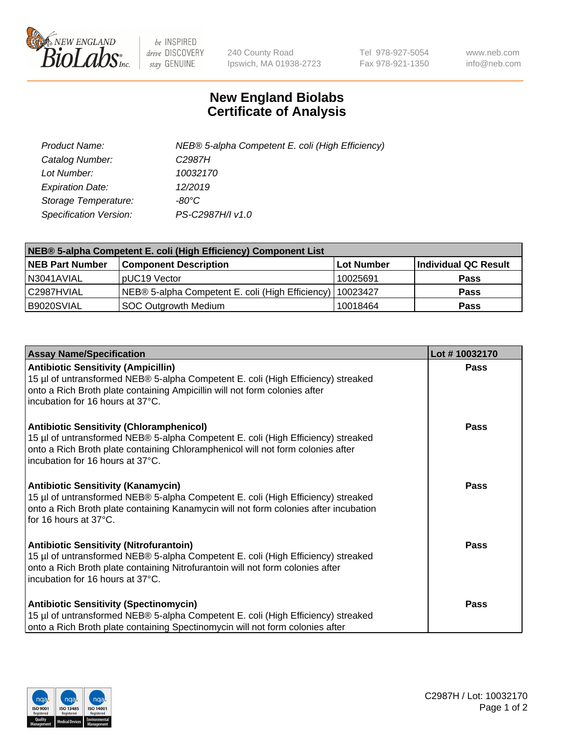# New England Biolabs
# Certificate of Analysis

| | |
|---|---|
| *Product Name:* | *NEB® 5-alpha Competent E. coli (High Efficiency)* |
| *Catalog Number:* | *C2987H* |
| *Lot Number:* | *10032170* |
| *Expiration Date:* | *12/2019* |
| *Storage Temperature:* | *-80°C* |
| *Specification Version:* | *PS-C2987H/I v1.0* |

| **NEB® 5-alpha Competent E. coli (High Efficiency) Component List** | | | |
|---|---|---|---|
| **NEB Part Number** | **Component Description** | **Lot Number** | **Individual QC Result** |
| N3041AVIAL | pUC19 Vector | 10025691 | **Pass** |
| C2987HVIAL | NEB® 5-alpha Competent E. coli (High Efficiency) | 10023427 | **Pass** |
| B9020SVIAL | SOC Outgrowth Medium | 10018464 | **Pass** |

| **Assay Name/Specification** | **Lot # 10032170** |
|---|---|
| **Antibiotic Sensitivity (Ampicillin)** 15 µl of untransformed NEB® 5-alpha Competent E. coli (High Efficiency) streaked onto a Rich Broth plate containing Ampicillin will not form colonies after incubation for 16 hours at 37°C. | **Pass** |
| **Antibiotic Sensitivity (Chloramphenicol)** 15 µl of untransformed NEB® 5-alpha Competent E. coli (High Efficiency) streaked onto a Rich Broth plate containing Chloramphenicol will not form colonies after incubation for 16 hours at 37°C. | **Pass** |
| **Antibiotic Sensitivity (Kanamycin)** 15 µl of untransformed NEB® 5-alpha Competent E. coli (High Efficiency) streaked onto a Rich Broth plate containing Kanamycin will not form colonies after incubation for 16 hours at 37°C. | **Pass** |
| **Antibiotic Sensitivity (Nitrofurantoin)** 15 µl of untransformed NEB® 5-alpha Competent E. coli (High Efficiency) streaked onto a Rich Broth plate containing Nitrofurantoin will not form colonies after incubation for 16 hours at 37°C. | **Pass** |
| **Antibiotic Sensitivity (Spectinomycin)** 15 µl of untransformed NEB® 5-alpha Competent E. coli (High Efficiency) streaked onto a Rich Broth plate containing Spectinomycin will not form colonies after | **Pass** |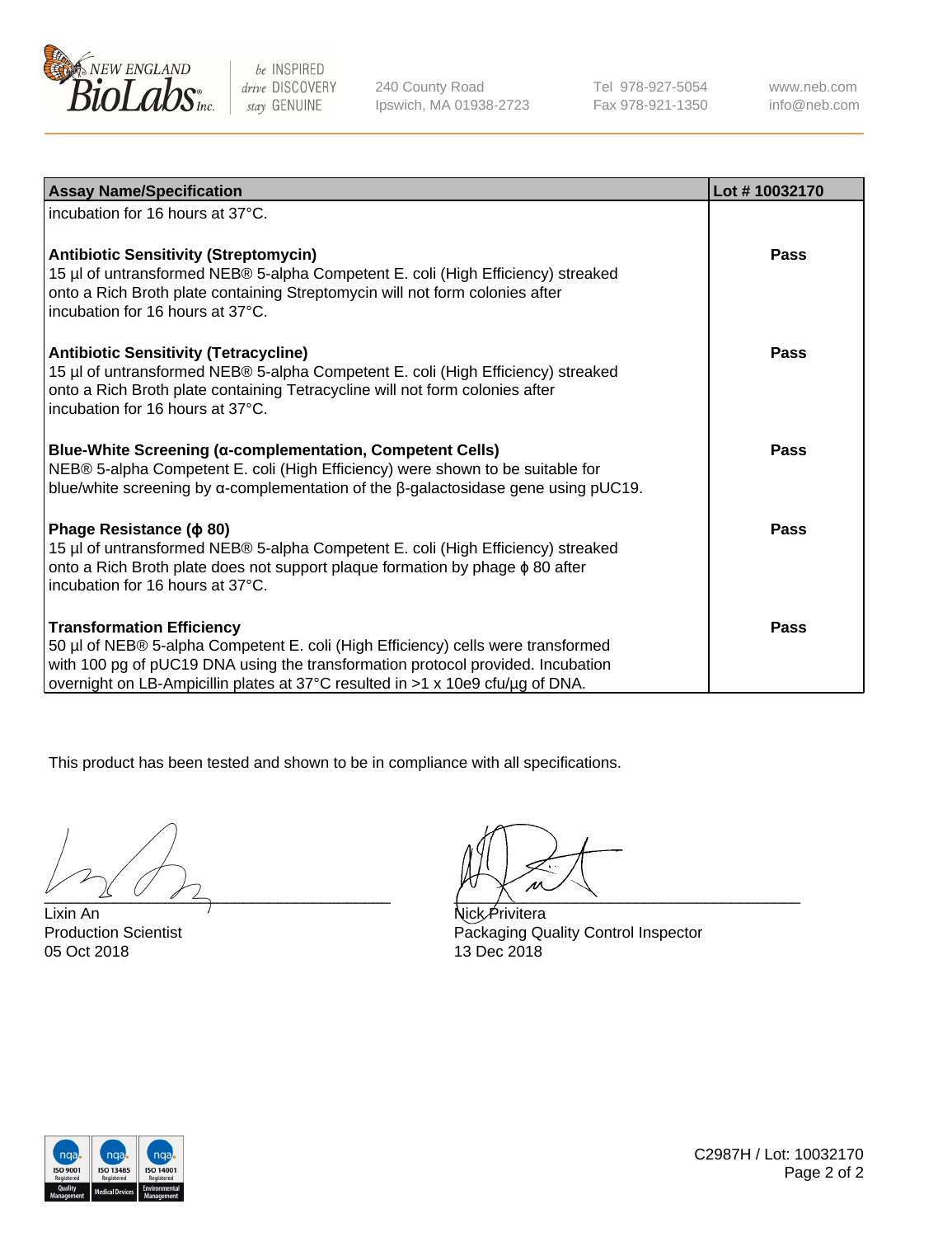| Assay Name/Specification | Lot # 10032170 |
|---|---|
| incubation for 16 hours at 37°C. | |
| **Antibiotic Sensitivity (Streptomycin)**<br>15 µl of untransformed NEB® 5-alpha Competent E. coli (High Efficiency) streaked onto a Rich Broth plate containing Streptomycin will not form colonies after incubation for 16 hours at 37°C. | Pass |
| **Antibiotic Sensitivity (Tetracycline)**<br>15 µl of untransformed NEB® 5-alpha Competent E. coli (High Efficiency) streaked onto a Rich Broth plate containing Tetracycline will not form colonies after incubation for 16 hours at 37°C. | Pass |
| **Blue-White Screening (α-complementation, Competent Cells)**<br>NEB® 5-alpha Competent E. coli (High Efficiency) were shown to be suitable for blue/white screening by α-complementation of the β-galactosidase gene using pUC19. | Pass |
| **Phage Resistance (ϕ 80)**<br>15 µl of untransformed NEB® 5-alpha Competent E. coli (High Efficiency) streaked onto a Rich Broth plate does not support plaque formation by phage ϕ 80 after incubation for 16 hours at 37°C. | Pass |
| **Transformation Efficiency**<br>50 µl of NEB® 5-alpha Competent E. coli (High Efficiency) cells were transformed with 100 pg of pUC19 DNA using the transformation protocol provided. Incubation overnight on LB-Ampicillin plates at 37°C resulted in >1 x 10e9 cfu/µg of DNA. | Pass |

This product has been tested and shown to be in compliance with all specifications.

Lixin An
Production Scientist
05 Oct 2018

Nick Privitera
Packaging Quality Control Inspector
13 Dec 2018

C2987H / Lot: 10032170